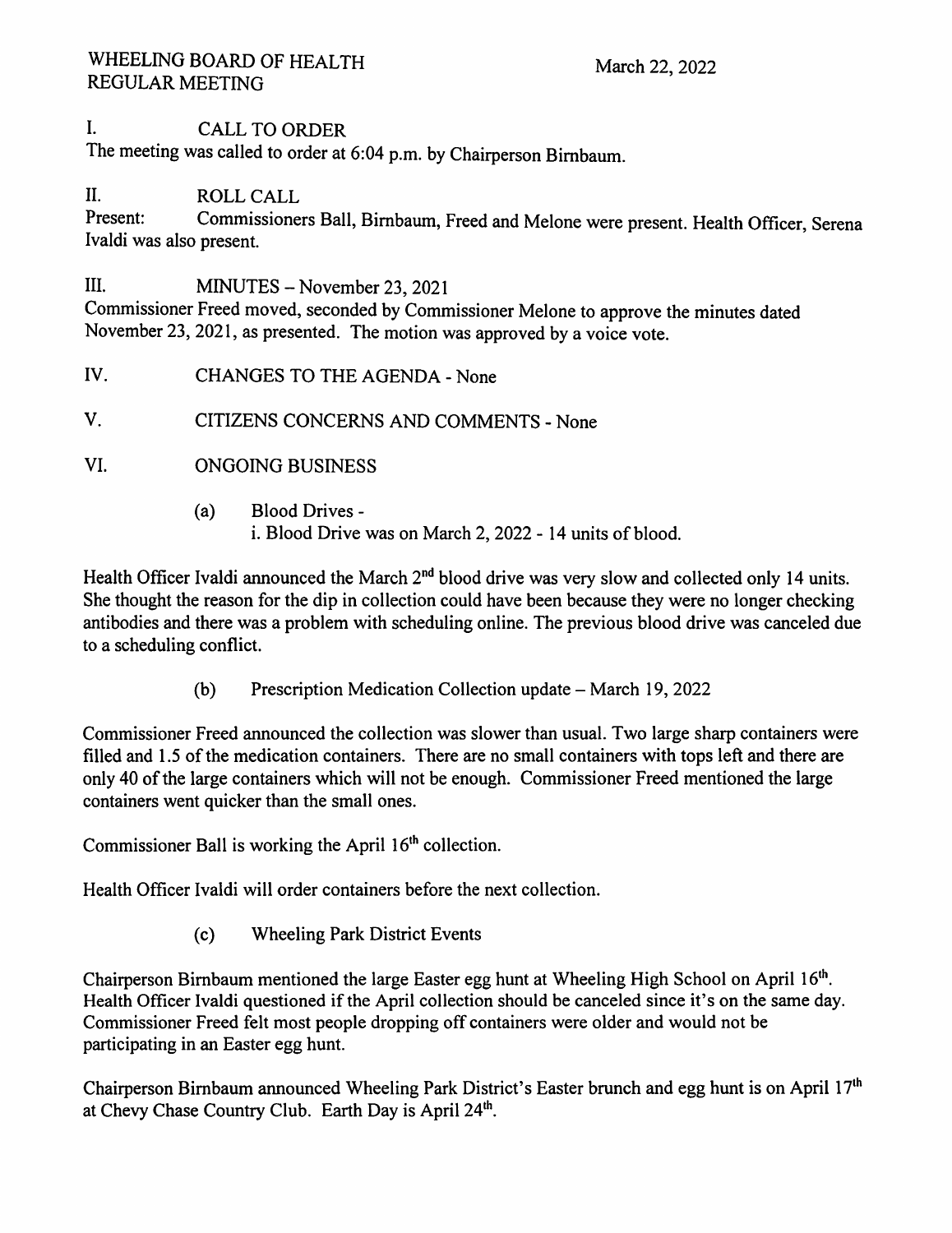WHEELING BOARD OF HEALTH
REGULAR MEETING

March 22, 2022

## I. CALL TO ORDER

The meeting was called to order at 6:04 p.m. by Chairperson Birnbaum.

## II. ROLL CALL

Present: Commissioners Ball, Birnbaum, Freed and Melone were present. Health Officer, Serena Ivaldi was also present.

## III. MINUTES – November 23, 2021

Commissioner Freed moved, seconded by Commissioner Melone to approve the minutes dated November 23, 2021, as presented. The motion was approved by a voice vote.

## IV. CHANGES TO THE AGENDA - None

## V. CITIZENS CONCERNS AND COMMENTS - None

## VI. ONGOING BUSINESS

(a) Blood Drives -
i. Blood Drive was on March 2, 2022 - 14 units of blood.

Health Officer Ivaldi announced the March 2nd blood drive was very slow and collected only 14 units. She thought the reason for the dip in collection could have been because they were no longer checking antibodies and there was a problem with scheduling online. The previous blood drive was canceled due to a scheduling conflict.

(b) Prescription Medication Collection update – March 19, 2022

Commissioner Freed announced the collection was slower than usual. Two large sharp containers were filled and 1.5 of the medication containers. There are no small containers with tops left and there are only 40 of the large containers which will not be enough. Commissioner Freed mentioned the large containers went quicker than the small ones.

Commissioner Ball is working the April 16th collection.

Health Officer Ivaldi will order containers before the next collection.

(c) Wheeling Park District Events

Chairperson Birnbaum mentioned the large Easter egg hunt at Wheeling High School on April 16th. Health Officer Ivaldi questioned if the April collection should be canceled since it's on the same day. Commissioner Freed felt most people dropping off containers were older and would not be participating in an Easter egg hunt.

Chairperson Birnbaum announced Wheeling Park District's Easter brunch and egg hunt is on April 17th at Chevy Chase Country Club. Earth Day is April 24th.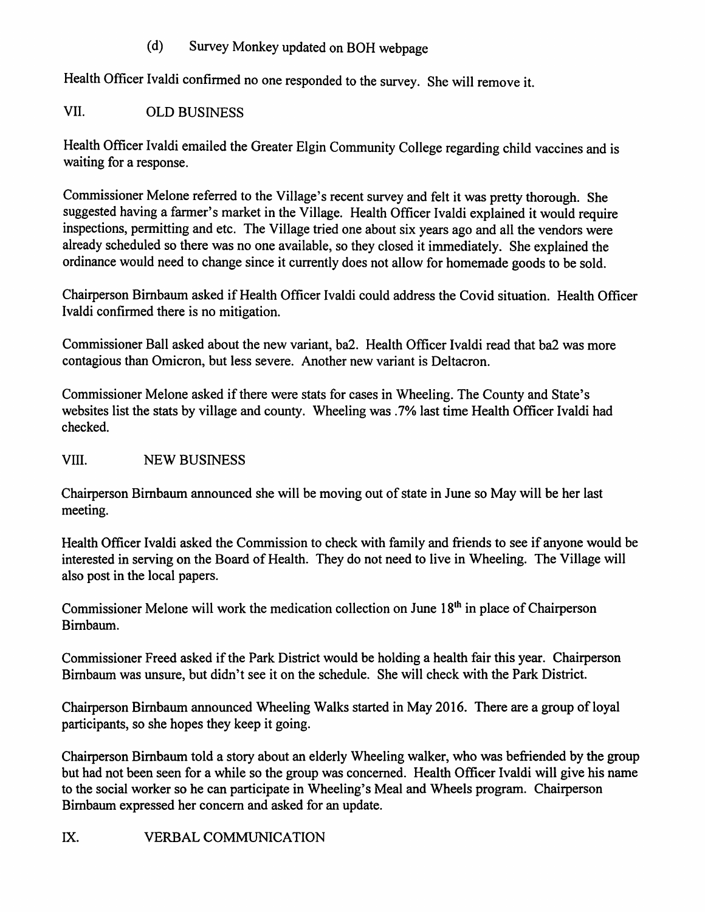(d) Survey Monkey updated on BOH webpage

Health Officer Ivaldi confirmed no one responded to the survey. She will remove it.

## VII. OLD BUSINESS

Health Officer Ivaldi emailed the Greater Elgin Community College regarding child vaccines and is waiting for a response.

Commissioner Melone referred to the Village's recent survey and felt it was pretty thorough. She suggested having a farmer's market in the Village. Health Officer Ivaldi explained it would require inspections, permitting and etc. The Village tried one about six years ago and all the vendors were already scheduled so there was no one available, so they closed it immediately. She explained the ordinance would need to change since it currently does not allow for homemade goods to be sold.

Chairperson Birnbaum asked if Health Officer Ivaldi could address the Covid situation. Health Officer Ivaldi confirmed there is no mitigation.

Commissioner Ball asked about the new variant, ba2. Health Officer Ivaldi read that ba2 was more contagious than Omicron, but less severe. Another new variant is Deltacron.

Commissioner Melone asked if there were stats for cases in Wheeling. The County and State's websites list the stats by village and county. Wheeling was .7% last time Health Officer Ivaldi had checked.

## VIII. NEW BUSINESS

Chairperson Birnbaum announced she will be moving out of state in June so May will be her last meeting.

Health Officer Ivaldi asked the Commission to check with family and friends to see if anyone would be interested in serving on the Board of Health. They do not need to live in Wheeling. The Village will also post in the local papers.

Commissioner Melone will work the medication collection on June 18th in place of Chairperson Birnbaum.

Commissioner Freed asked if the Park District would be holding a health fair this year. Chairperson Birnbaum was unsure, but didn't see it on the schedule. She will check with the Park District.

Chairperson Birnbaum announced Wheeling Walks started in May 2016. There are a group of loyal participants, so she hopes they keep it going.

Chairperson Birnbaum told a story about an elderly Wheeling walker, who was befriended by the group but had not been seen for a while so the group was concerned. Health Officer Ivaldi will give his name to the social worker so he can participate in Wheeling's Meal and Wheels program. Chairperson Birnbaum expressed her concern and asked for an update.

## IX. VERBAL COMMUNICATION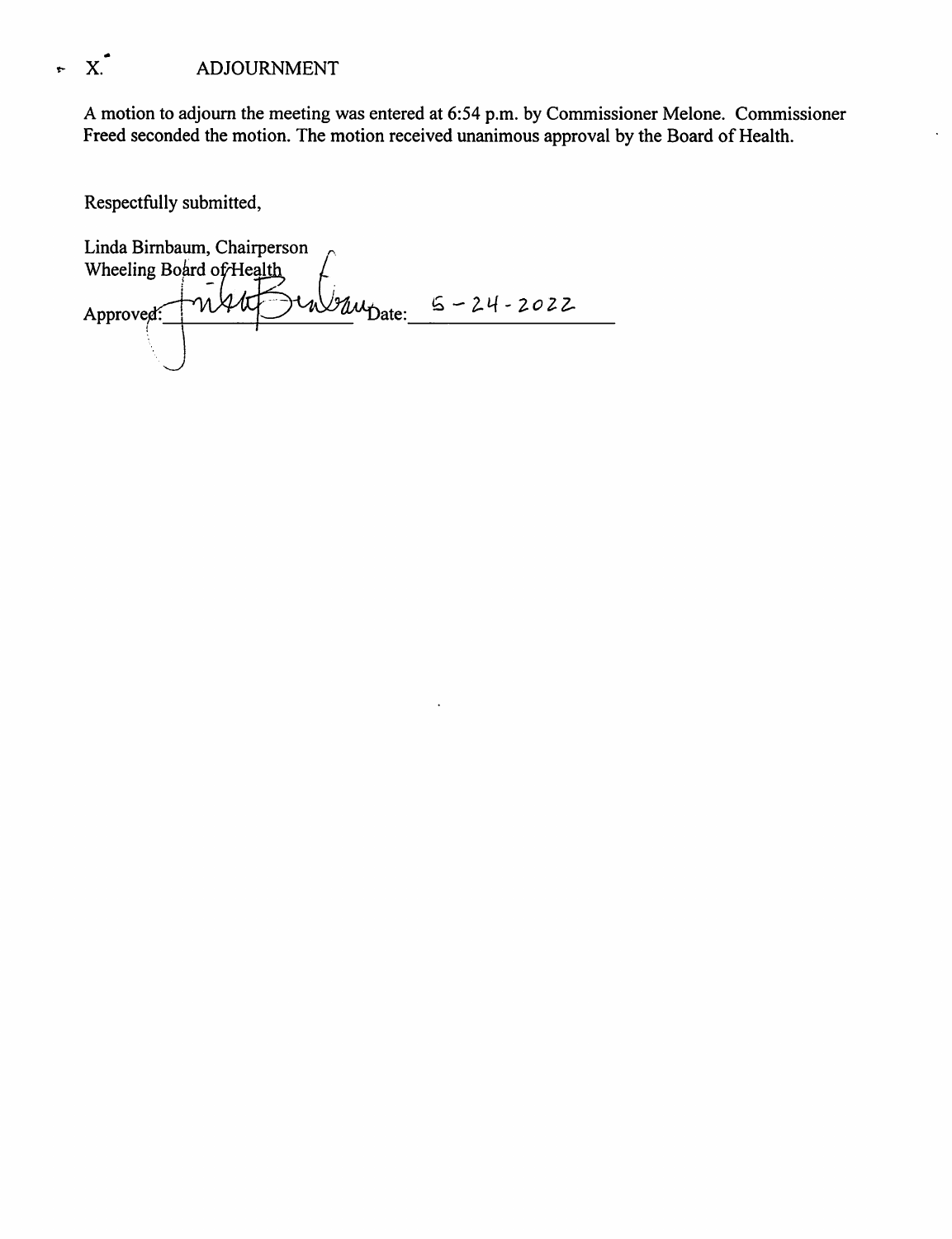## X. ADJOURNMENT

A motion to adjourn the meeting was entered at 6:54 p.m. by Commissioner Melone. Commissioner Freed seconded the motion. The motion received unanimous approval by the Board of Health.

Respectfully submitted,

Linda Birnbaum, Chairperson
Wheeling Board of Health

Approved: ______________________ Date: 5-24-2022